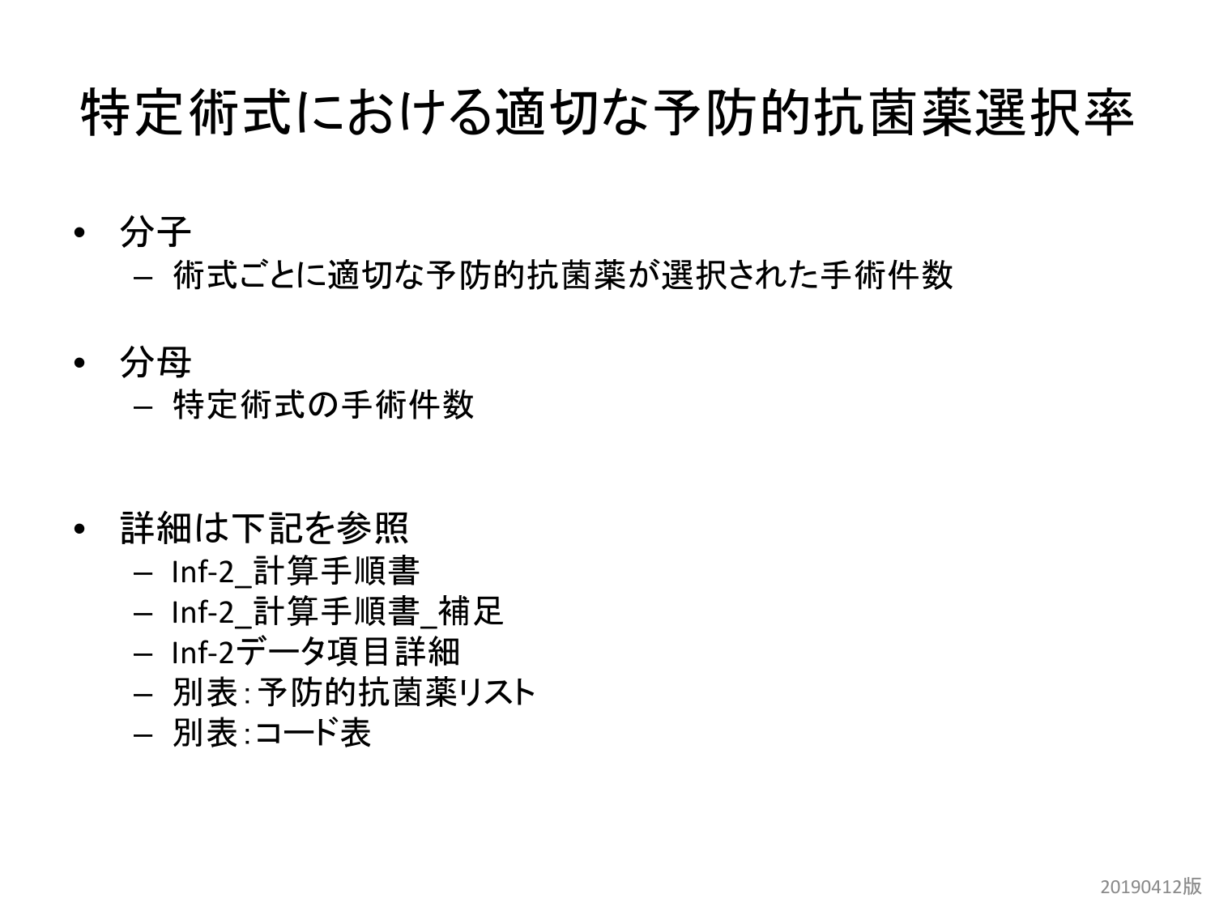# 特定術式における適切な予防的抗菌薬選択率

- 分子
  - 術式ごとに適切な予防的抗菌薬が選択された手術件数

- 分母
  - 特定術式の手術件数

- 詳細は下記を参照
  - Inf-2_計算手順書
  - Inf-2_計算手順書_補足
  - Inf-2データ項目詳細
  - 別表：予防的抗菌薬リスト
  - 別表：コード表

20190412版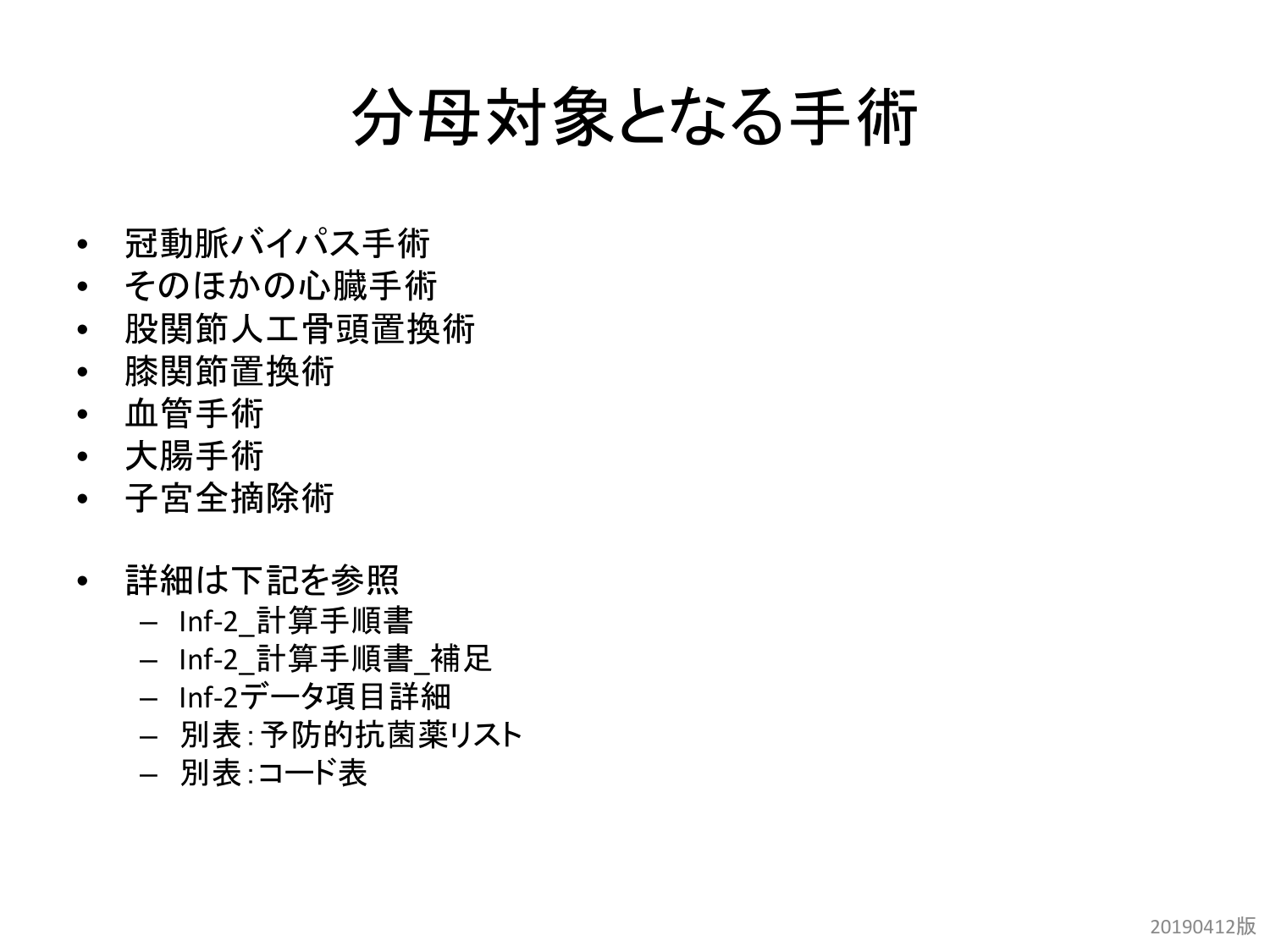# 分母対象となる手術

- 冠動脈バイパス手術
- そのほかの心臓手術
- 股関節人工骨頭置換術
- 膝関節置換術
- 血管手術
- 大腸手術
- 子宮全摘除術

- 詳細は下記を参照
  - Inf-2_計算手順書
  - Inf-2_計算手順書_補足
  - Inf-2データ項目詳細
  - 別表:予防的抗菌薬リスト
  - 別表:コード表

20190412版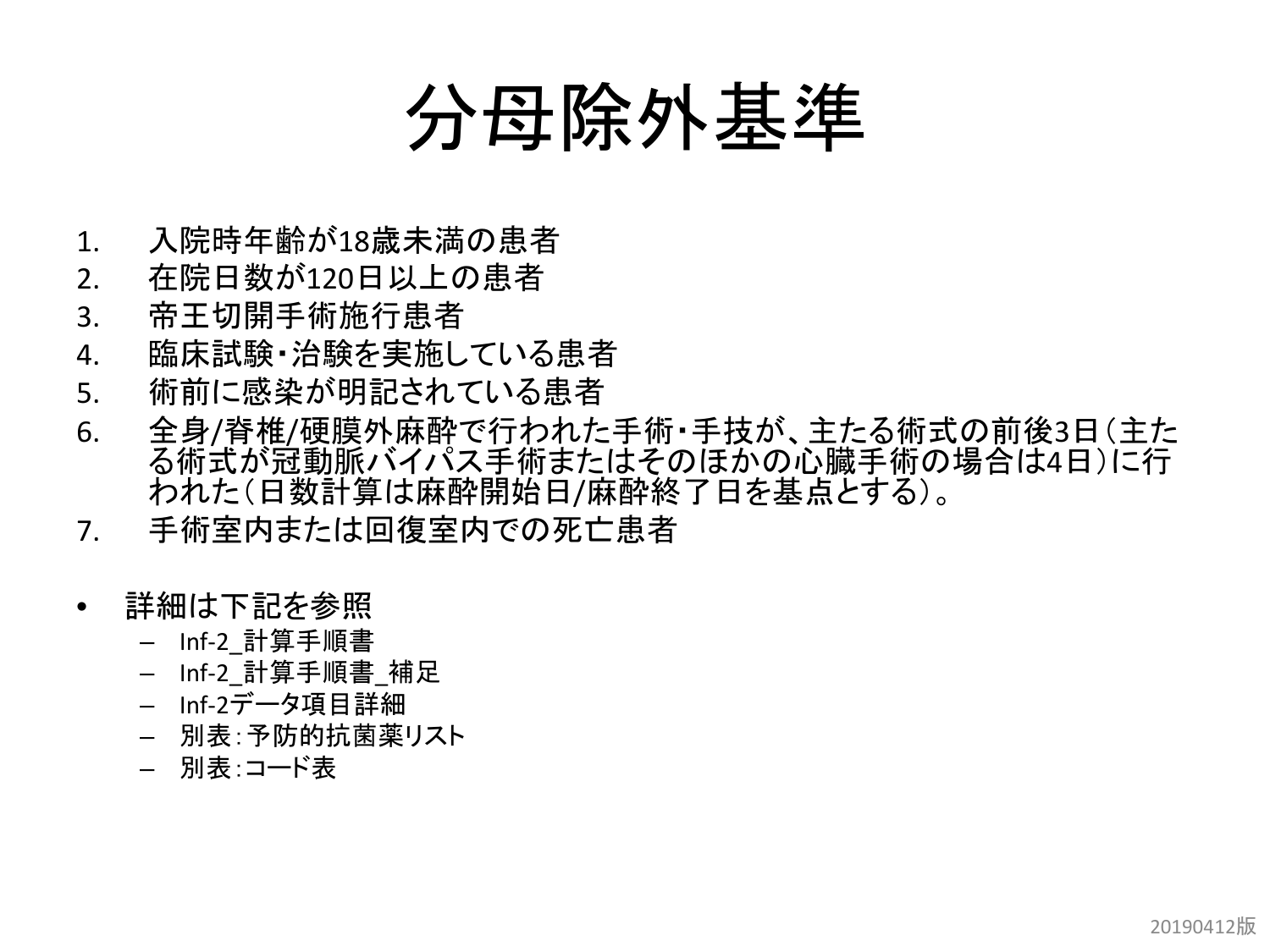# 分母除外基準

1. 入院時年齢が18歳未満の患者
2. 在院日数が120日以上の患者
3. 帝王切開手術施行患者
4. 臨床試験・治験を実施している患者
5. 術前に感染が明記されている患者
6. 全身/脊椎/硬膜外麻酔で行われた手術・手技が、主たる術式の前後3日（主たる術式が冠動脈バイパス手術またはそのほかの心臓手術の場合は4日）に行われた（日数計算は麻酔開始日/麻酔終了日を基点とする）。
7. 手術室内または回復室内での死亡患者

- 詳細は下記を参照
  - Inf-2_計算手順書
  - Inf-2_計算手順書_補足
  - Inf-2データ項目詳細
  - 別表：予防的抗菌薬リスト
  - 別表：コード表

20190412版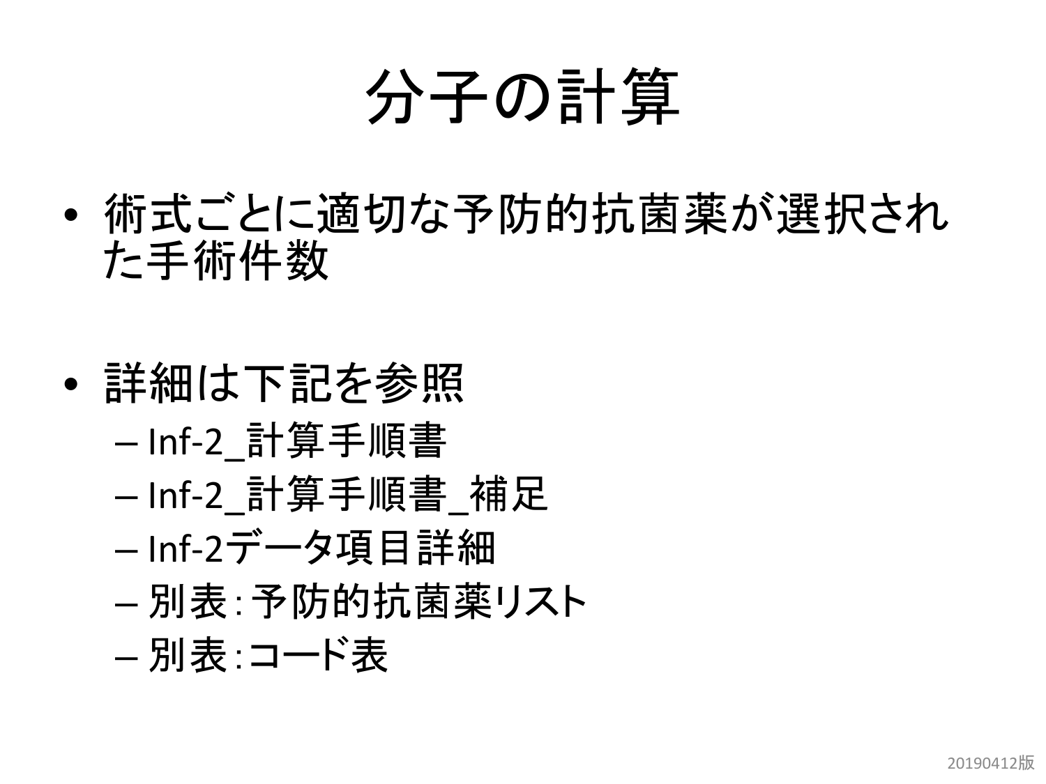# 分子の計算

- 術式ごとに適切な予防的抗菌薬が選択された手術件数

- 詳細は下記を参照
  - Inf-2_計算手順書
  - Inf-2_計算手順書_補足
  - Inf-2データ項目詳細
  - 別表:予防的抗菌薬リスト
  - 別表:コード表

20190412版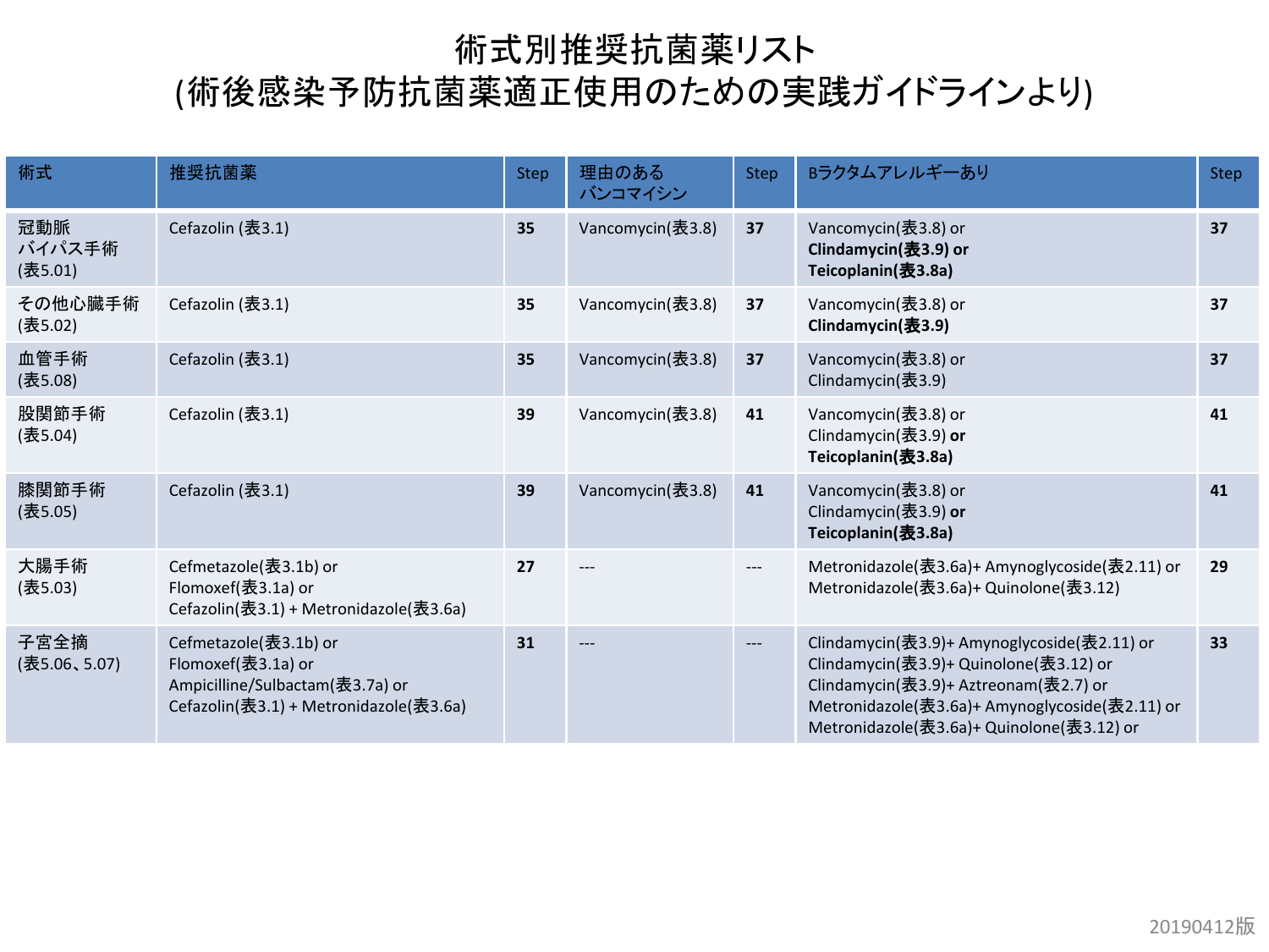# 術式別推奨抗菌薬リスト
# (術後感染予防抗菌薬適正使用のための実践ガイドラインより)

| 術式 | 推奨抗菌薬 | Step | 理由のある バンコマイシン | Step | Bラクタムアレルギーあり | Step |
|---|---|---|---|---|---|---|
| 冠動脈 バイパス手術 (表5.01) | Cefazolin (表3.1) | **35** | Vancomycin(表3.8) | **37** | Vancomycin(表3.8) or **Clindamycin(表3.9) or** **Teicoplanin(表3.8a)** | **37** |
| その他心臓手術 (表5.02) | Cefazolin (表3.1) | **35** | Vancomycin(表3.8) | **37** | Vancomycin(表3.8) or **Clindamycin(表3.9)** | **37** |
| 血管手術 (表5.08) | Cefazolin (表3.1) | **35** | Vancomycin(表3.8) | **37** | Vancomycin(表3.8) or Clindamycin(表3.9) | **37** |
| 股関節手術 (表5.04) | Cefazolin (表3.1) | **39** | Vancomycin(表3.8) | **41** | Vancomycin(表3.8) or Clindamycin(表3.9) **or** **Teicoplanin(表3.8a)** | **41** |
| 膝関節手術 (表5.05) | Cefazolin (表3.1) | **39** | Vancomycin(表3.8) | **41** | Vancomycin(表3.8) or Clindamycin(表3.9) **or** **Teicoplanin(表3.8a)** | **41** |
| 大腸手術 (表5.03) | Cefmetazole(表3.1b) or Flomoxef(表3.1a) or Cefazolin(表3.1) + Metronidazole(表3.6a) | **27** | --- | --- | Metronidazole(表3.6a)+ Amynoglycoside(表2.11) or Metronidazole(表3.6a)+ Quinolone(表3.12) | **29** |
| 子宮全摘 (表5.06、5.07) | Cefmetazole(表3.1b) or Flomoxef(表3.1a) or Ampicilline/Sulbactam(表3.7a) or Cefazolin(表3.1) + Metronidazole(表3.6a) | **31** | --- | --- | Clindamycin(表3.9)+ Amynoglycoside(表2.11) or Clindamycin(表3.9)+ Quinolone(表3.12) or Clindamycin(表3.9)+ Aztreonam(表2.7) or Metronidazole(表3.6a)+ Amynoglycoside(表2.11) or Metronidazole(表3.6a)+ Quinolone(表3.12) or | **33** |

20190412版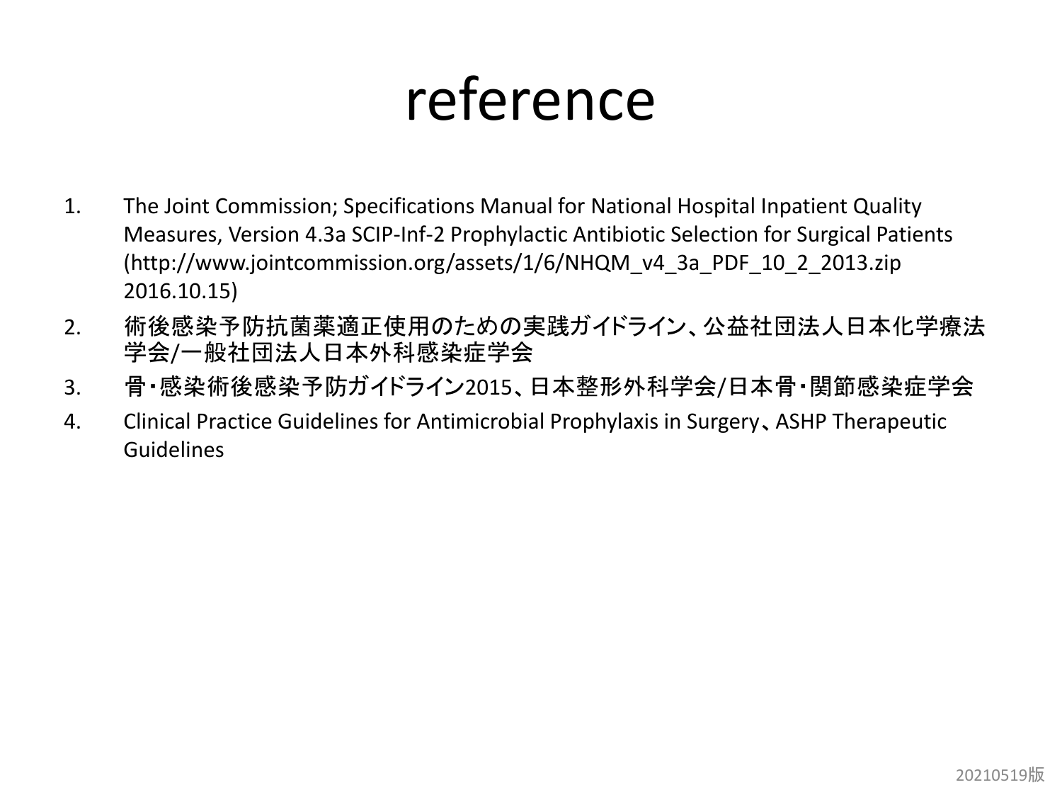# reference

1. The Joint Commission; Specifications Manual for National Hospital Inpatient Quality Measures, Version 4.3a SCIP-Inf-2 Prophylactic Antibiotic Selection for Surgical Patients (http://www.jointcommission.org/assets/1/6/NHQM_v4_3a_PDF_10_2_2013.zip 2016.10.15)
2. 術後感染予防抗菌薬適正使用のための実践ガイドライン、公益社団法人日本化学療法学会/一般社団法人日本外科感染症学会
3. 骨・感染術後感染予防ガイドライン2015、日本整形外科学会/日本骨・関節感染症学会
4. Clinical Practice Guidelines for Antimicrobial Prophylaxis in Surgery、ASHP Therapeutic Guidelines

20210519版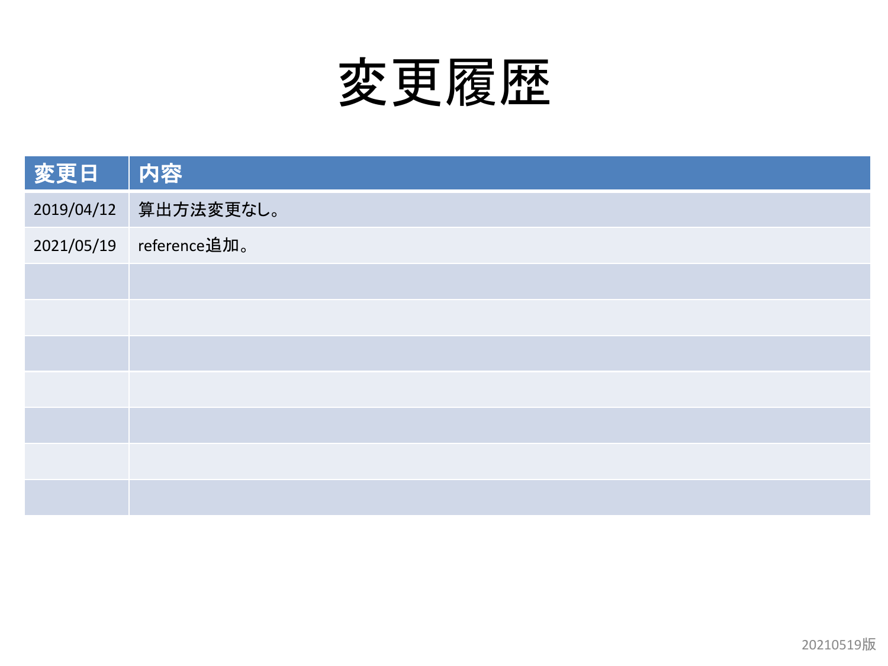# 変更履歴

| 変更日 | 内容 |
|---|---|
| 2019/04/12 | 算出方法変更なし。 |
| 2021/05/19 | reference追加。 |
| | |
| | |
| | |
| | |
| | |
| | |
| | |

20210519版